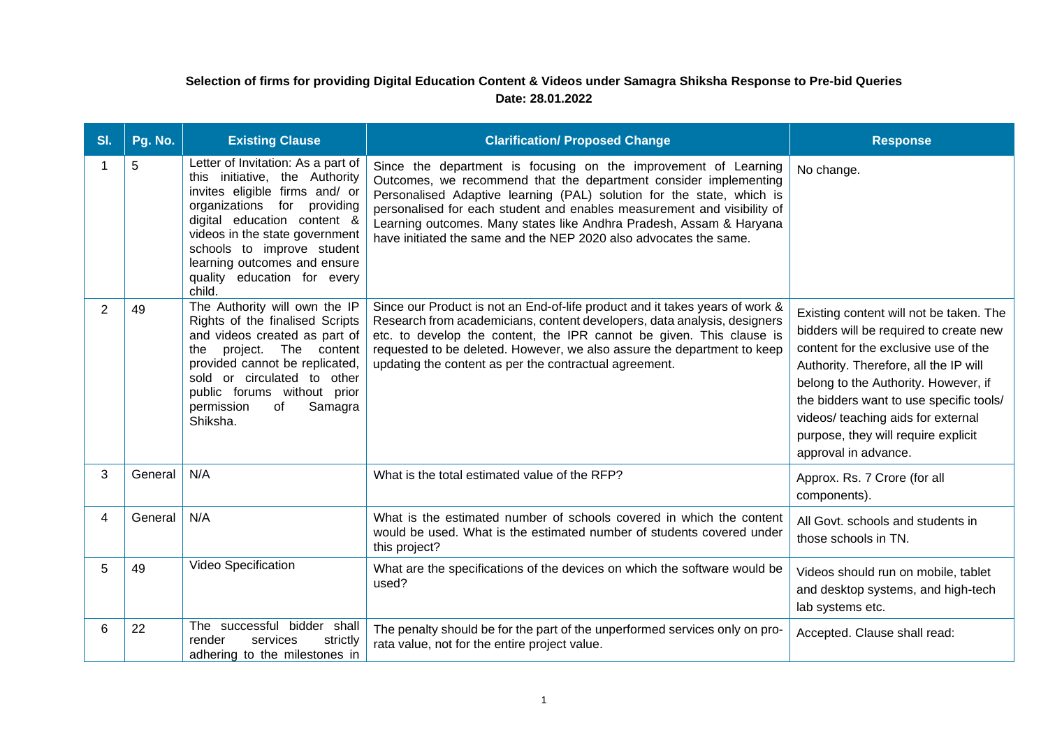**Selection of firms for providing Digital Education Content & Videos under Samagra Shiksha Response to Pre-bid Queries**

**Date: 28.01.2022**

| Sl. | Pg. No. | Existing Clause | Clarification/ Proposed Change | Response |
|---|---|---|---|---|
| 1 | 5 | Letter of Invitation: As a part of this initiative, the Authority invites eligible firms and/ or organizations for providing digital education content & videos in the state government schools to improve student learning outcomes and ensure quality education for every child. | Since the department is focusing on the improvement of Learning Outcomes, we recommend that the department consider implementing Personalised Adaptive learning (PAL) solution for the state, which is personalised for each student and enables measurement and visibility of Learning outcomes. Many states like Andhra Pradesh, Assam & Haryana have initiated the same and the NEP 2020 also advocates the same. | No change. |
| 2 | 49 | The Authority will own the IP Rights of the finalised Scripts and videos created as part of the project. The content provided cannot be replicated, sold or circulated to other public forums without prior permission of Samagra Shiksha. | Since our Product is not an End-of-life product and it takes years of work & Research from academicians, content developers, data analysis, designers etc. to develop the content, the IPR cannot be given. This clause is requested to be deleted. However, we also assure the department to keep updating the content as per the contractual agreement. | Existing content will not be taken. The bidders will be required to create new content for the exclusive use of the Authority. Therefore, all the IP will belong to the Authority. However, if the bidders want to use specific tools/ videos/ teaching aids for external purpose, they will require explicit approval in advance. |
| 3 | General | N/A | What is the total estimated value of the RFP? | Approx. Rs. 7 Crore (for all components). |
| 4 | General | N/A | What is the estimated number of schools covered in which the content would be used. What is the estimated number of students covered under this project? | All Govt. schools and students in those schools in TN. |
| 5 | 49 | Video Specification | What are the specifications of the devices on which the software would be used? | Videos should run on mobile, tablet and desktop systems, and high-tech lab systems etc. |
| 6 | 22 | The successful bidder shall render services strictly adhering to the milestones in | The penalty should be for the part of the unperformed services only on pro-rata value, not for the entire project value. | Accepted. Clause shall read: |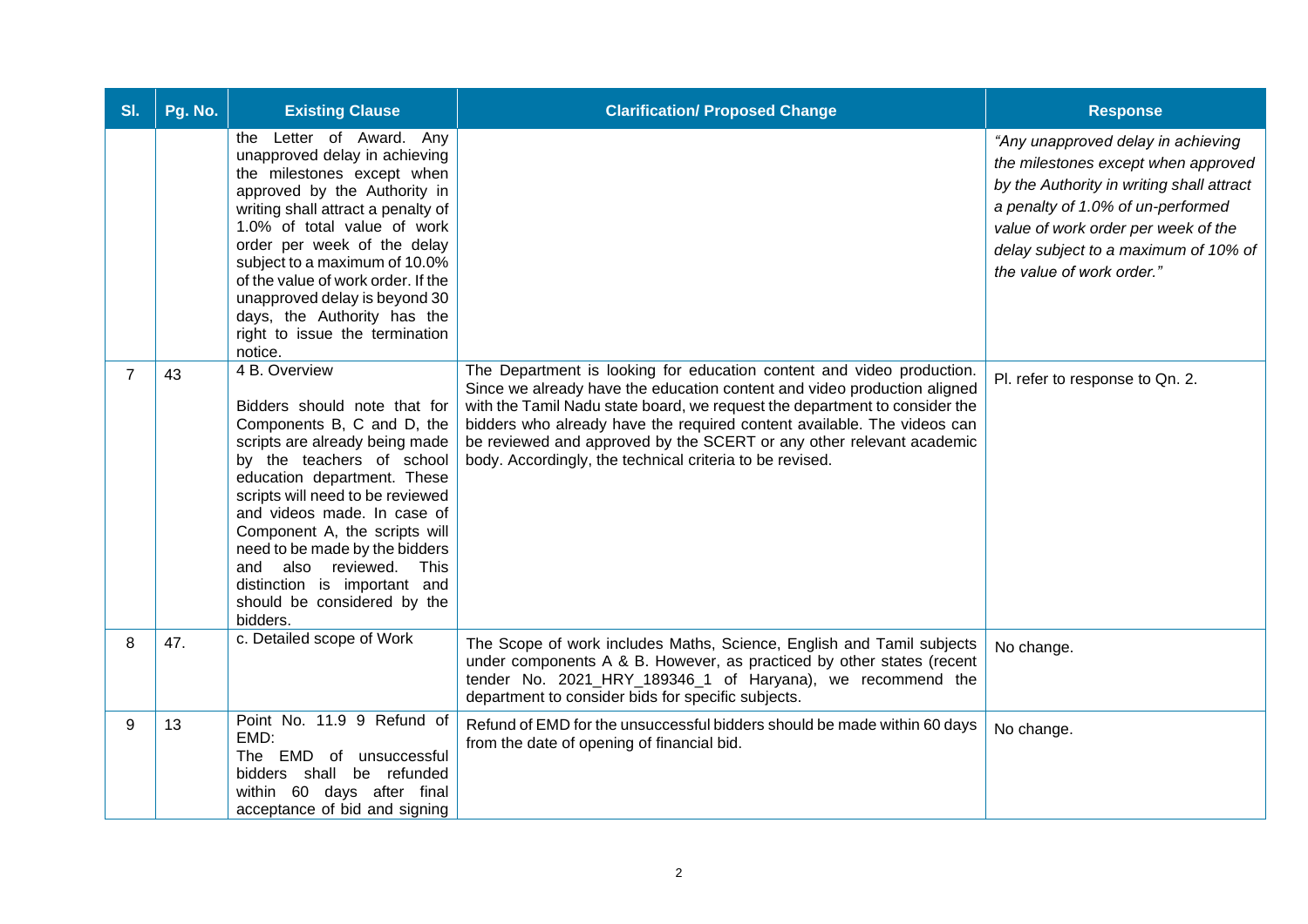| Sl. | Pg. No. | Existing Clause | Clarification/ Proposed Change | Response |
|---|---|---|---|---|
| | | the Letter of Award. Any unapproved delay in achieving the milestones except when approved by the Authority in writing shall attract a penalty of 1.0% of total value of work order per week of the delay subject to a maximum of 10.0% of the value of work order. If the unapproved delay is beyond 30 days, the Authority has the right to issue the termination notice. | | *"Any unapproved delay in achieving the milestones except when approved by the Authority in writing shall attract a penalty of 1.0% of un-performed value of work order per week of the delay subject to a maximum of 10% of the value of work order."* |
| 7 | 43 | 4 B. Overview<br><br>Bidders should note that for Components B, C and D, the scripts are already being made by the teachers of school education department. These scripts will need to be reviewed and videos made. In case of Component A, the scripts will need to be made by the bidders and also reviewed. This distinction is important and should be considered by the bidders. | The Department is looking for education content and video production. Since we already have the education content and video production aligned with the Tamil Nadu state board, we request the department to consider the bidders who already have the required content available. The videos can be reviewed and approved by the SCERT or any other relevant academic body. Accordingly, the technical criteria to be revised. | Pl. refer to response to Qn. 2. |
| 8 | 47. | c. Detailed scope of Work | The Scope of work includes Maths, Science, English and Tamil subjects under components A & B. However, as practiced by other states (recent tender No. 2021_HRY_189346_1 of Haryana), we recommend the department to consider bids for specific subjects. | No change. |
| 9 | 13 | Point No. 11.9 9 Refund of EMD:<br>The EMD of unsuccessful bidders shall be refunded within 60 days after final acceptance of bid and signing | Refund of EMD for the unsuccessful bidders should be made within 60 days from the date of opening of financial bid. | No change. |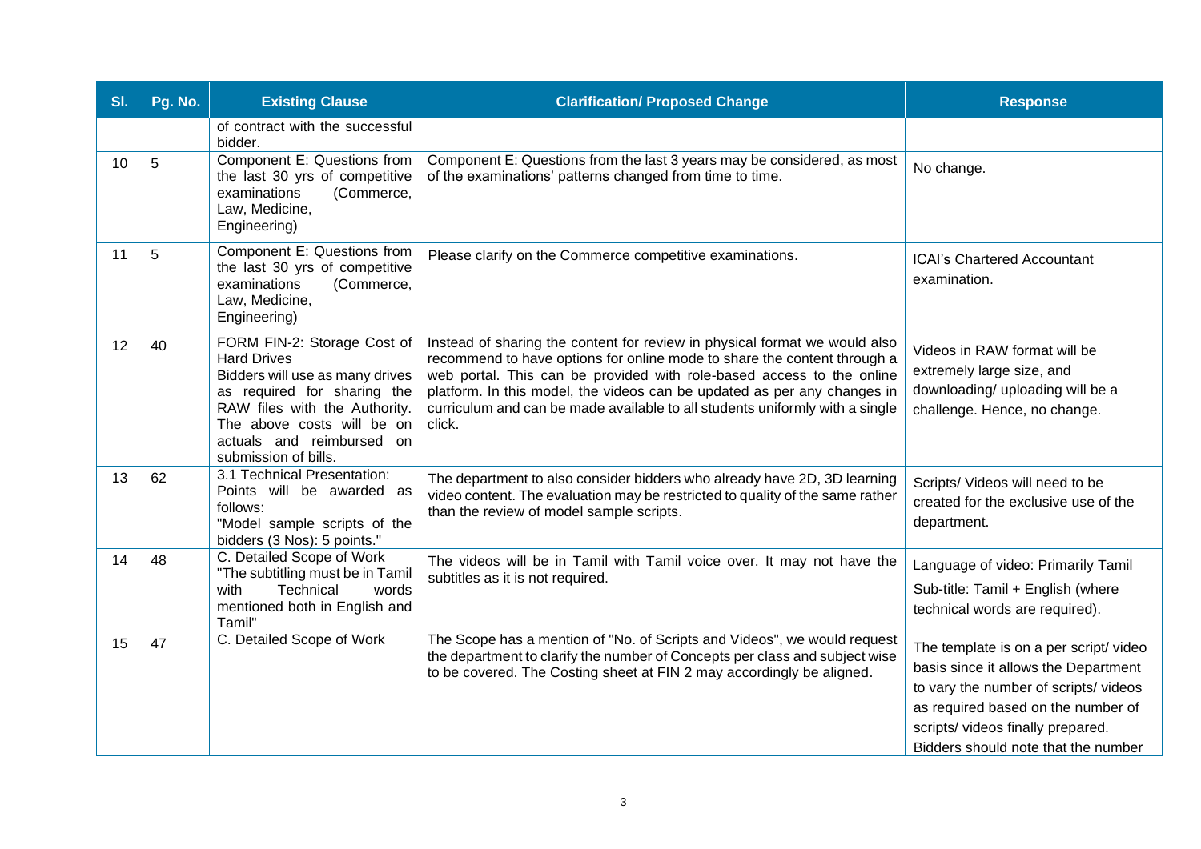| Sl. | Pg. No. | Existing Clause | Clarification/ Proposed Change | Response |
|---|---|---|---|---|
| | | of contract with the successful bidder. | | |
| 10 | 5 | Component E: Questions from the last 30 yrs of competitive examinations (Commerce, Law, Medicine, Engineering) | Component E: Questions from the last 3 years may be considered, as most of the examinations' patterns changed from time to time. | No change. |
| 11 | 5 | Component E: Questions from the last 30 yrs of competitive examinations (Commerce, Law, Medicine, Engineering) | Please clarify on the Commerce competitive examinations. | ICAI's Chartered Accountant examination. |
| 12 | 40 | FORM FIN-2: Storage Cost of Hard Drives<br>Bidders will use as many drives as required for sharing the RAW files with the Authority. The above costs will be on actuals and reimbursed on submission of bills. | Instead of sharing the content for review in physical format we would also recommend to have options for online mode to share the content through a web portal. This can be provided with role-based access to the online platform. In this model, the videos can be updated as per any changes in curriculum and can be made available to all students uniformly with a single click. | Videos in RAW format will be extremely large size, and downloading/ uploading will be a challenge. Hence, no change. |
| 13 | 62 | 3.1 Technical Presentation: Points will be awarded as follows:<br>"Model sample scripts of the bidders (3 Nos): 5 points." | The department to also consider bidders who already have 2D, 3D learning video content. The evaluation may be restricted to quality of the same rather than the review of model sample scripts. | Scripts/ Videos will need to be created for the exclusive use of the department. |
| 14 | 48 | C. Detailed Scope of Work<br>"The subtitling must be in Tamil with Technical words mentioned both in English and Tamil" | The videos will be in Tamil with Tamil voice over. It may not have the subtitles as it is not required. | Language of video: Primarily Tamil<br>Sub-title: Tamil + English (where technical words are required). |
| 15 | 47 | C. Detailed Scope of Work | The Scope has a mention of "No. of Scripts and Videos", we would request the department to clarify the number of Concepts per class and subject wise to be covered. The Costing sheet at FIN 2 may accordingly be aligned. | The template is on a per script/ video basis since it allows the Department to vary the number of scripts/ videos as required based on the number of scripts/ videos finally prepared. Bidders should note that the number |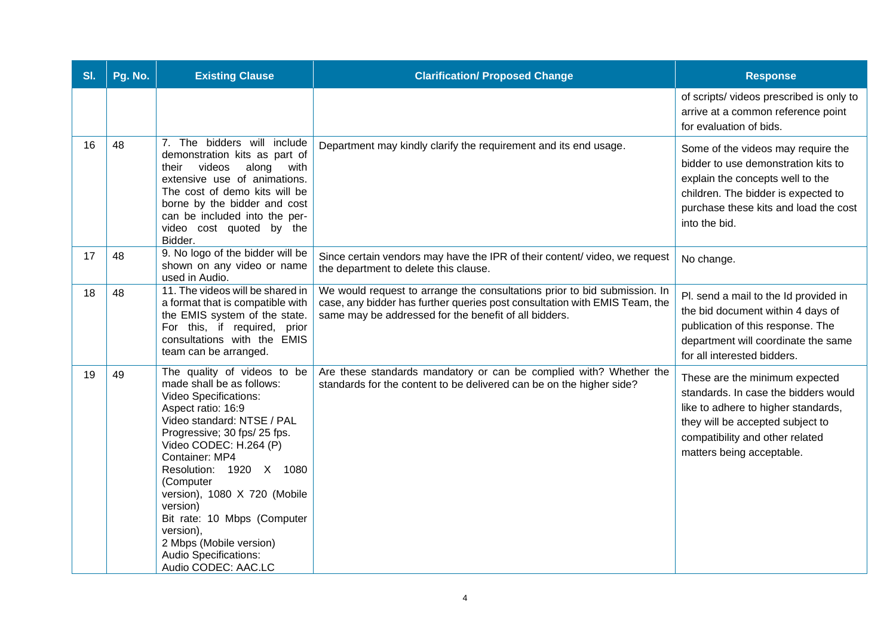| Sl. | Pg. No. | Existing Clause | Clarification/ Proposed Change | Response |
|---|---|---|---|---|
| | | | | of scripts/ videos prescribed is only to arrive at a common reference point for evaluation of bids. |
| 16 | 48 | 7. The bidders will include demonstration kits as part of their videos along with extensive use of animations. The cost of demo kits will be borne by the bidder and cost can be included into the per-video cost quoted by the Bidder. | Department may kindly clarify the requirement and its end usage. | Some of the videos may require the bidder to use demonstration kits to explain the concepts well to the children. The bidder is expected to purchase these kits and load the cost into the bid. |
| 17 | 48 | 9. No logo of the bidder will be shown on any video or name used in Audio. | Since certain vendors may have the IPR of their content/ video, we request the department to delete this clause. | No change. |
| 18 | 48 | 11. The videos will be shared in a format that is compatible with the EMIS system of the state. For this, if required, prior consultations with the EMIS team can be arranged. | We would request to arrange the consultations prior to bid submission. In case, any bidder has further queries post consultation with EMIS Team, the same may be addressed for the benefit of all bidders. | Pl. send a mail to the Id provided in the bid document within 4 days of publication of this response. The department will coordinate the same for all interested bidders. |
| 19 | 49 | The quality of videos to be made shall be as follows:<br>Video Specifications:<br>Aspect ratio: 16:9<br>Video standard: NTSE / PAL Progressive; 30 fps/ 25 fps.<br>Video CODEC: H.264 (P)<br>Container: MP4<br>Resolution: 1920 X 1080 (Computer version), 1080 X 720 (Mobile version)<br>Bit rate: 10 Mbps (Computer version),<br>2 Mbps (Mobile version)<br>Audio Specifications:<br>Audio CODEC: AAC.LC | Are these standards mandatory or can be complied with? Whether the standards for the content to be delivered can be on the higher side? | These are the minimum expected standards. In case the bidders would like to adhere to higher standards, they will be accepted subject to compatibility and other related matters being acceptable. |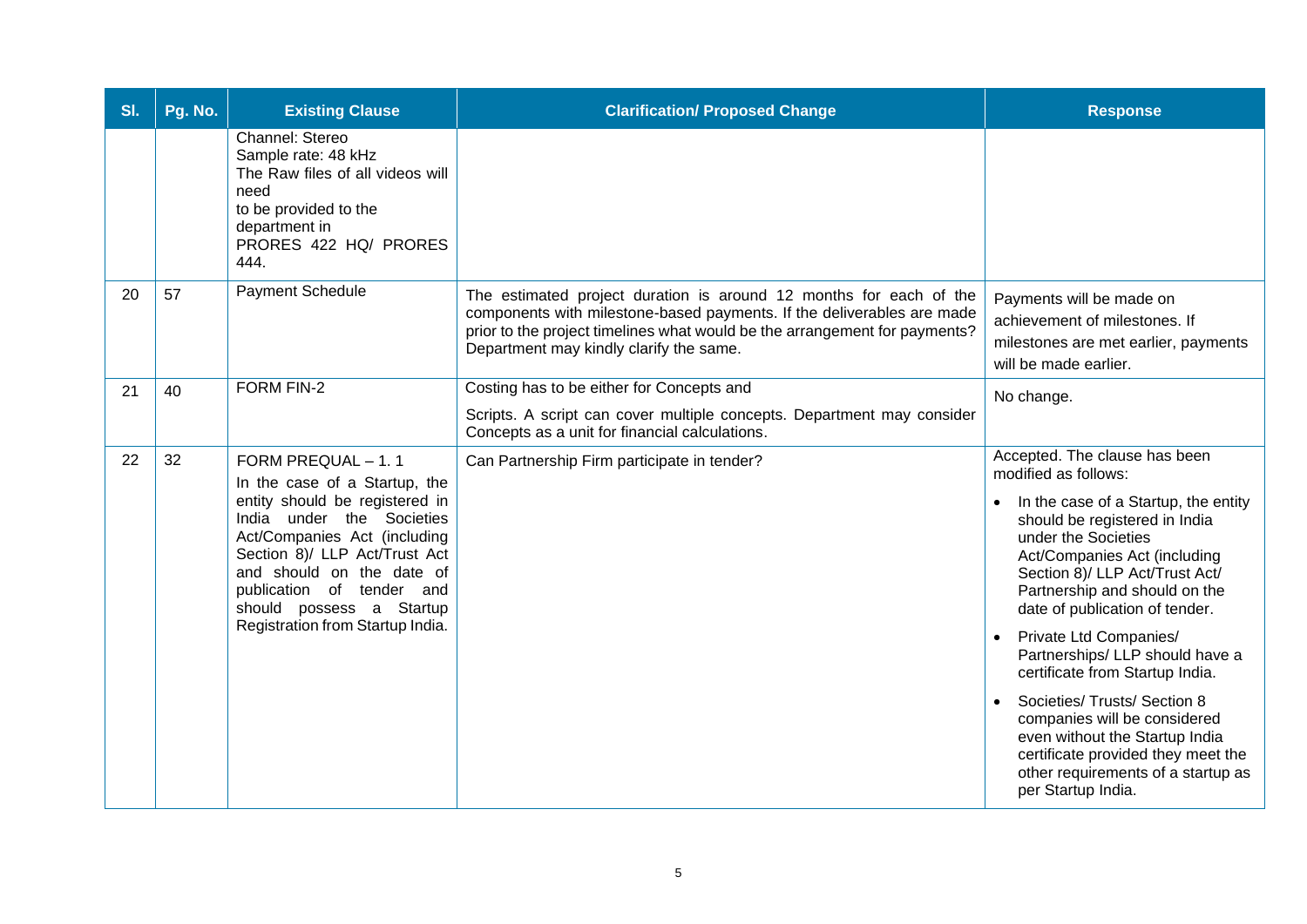| Sl. | Pg. No. | Existing Clause | Clarification/ Proposed Change | Response |
|---|---|---|---|---|
| | | Channel: Stereo<br>Sample rate: 48 kHz<br>The Raw files of all videos will need to be provided to the department in PRORES 422 HQ/ PRORES 444. | | |
| 20 | 57 | Payment Schedule | The estimated project duration is around 12 months for each of the components with milestone-based payments. If the deliverables are made prior to the project timelines what would be the arrangement for payments? Department may kindly clarify the same. | Payments will be made on achievement of milestones. If milestones are met earlier, payments will be made earlier. |
| 21 | 40 | FORM FIN-2 | Costing has to be either for Concepts and<br><br>Scripts. A script can cover multiple concepts. Department may consider Concepts as a unit for financial calculations. | No change. |
| 22 | 32 | FORM PREQUAL – 1. 1<br>In the case of a Startup, the entity should be registered in India under the Societies Act/Companies Act (including Section 8)/ LLP Act/Trust Act and should on the date of publication of tender and should possess a Startup Registration from Startup India. | Can Partnership Firm participate in tender? | Accepted. The clause has been modified as follows:<br><br>• In the case of a Startup, the entity should be registered in India under the Societies Act/Companies Act (including Section 8)/ LLP Act/Trust Act/ Partnership and should on the date of publication of tender.<br><br>• Private Ltd Companies/ Partnerships/ LLP should have a certificate from Startup India.<br><br>• Societies/ Trusts/ Section 8 companies will be considered even without the Startup India certificate provided they meet the other requirements of a startup as per Startup India. |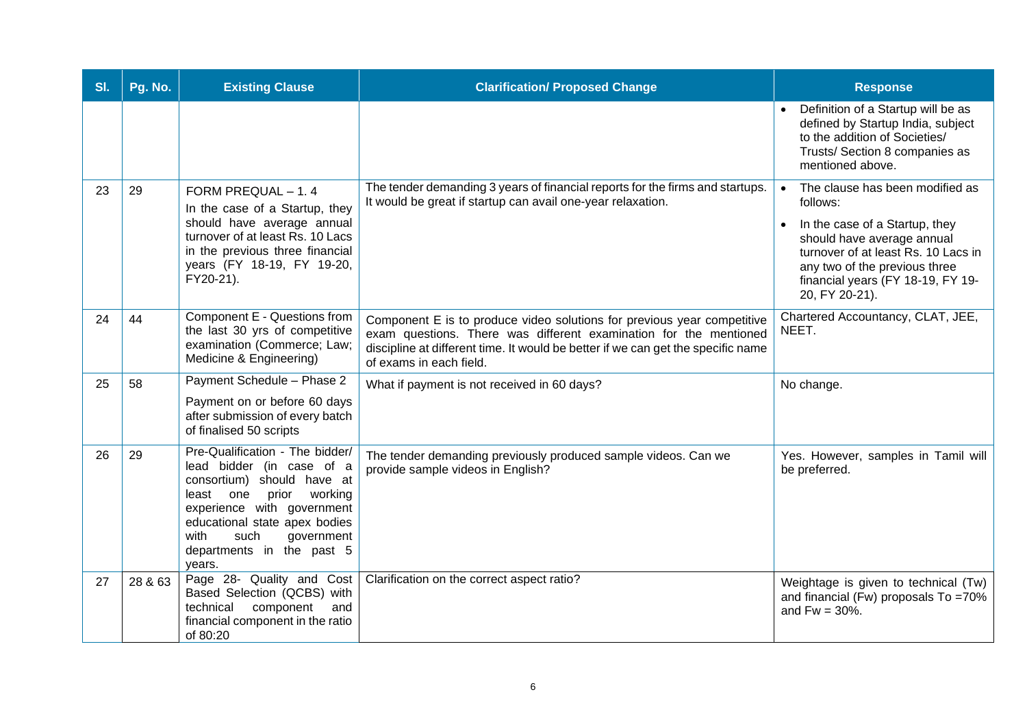| Sl. | Pg. No. | Existing Clause | Clarification/ Proposed Change | Response |
|---|---|---|---|---|
| | | | | • Definition of a Startup will be as defined by Startup India, subject to the addition of Societies/ Trusts/ Section 8 companies as mentioned above. |
| 23 | 29 | FORM PREQUAL – 1. 4<br>In the case of a Startup, they should have average annual turnover of at least Rs. 10 Lacs in the previous three financial years (FY 18-19, FY 19-20, FY20-21). | The tender demanding 3 years of financial reports for the firms and startups. It would be great if startup can avail one-year relaxation. | • The clause has been modified as follows:<br>• In the case of a Startup, they should have average annual turnover of at least Rs. 10 Lacs in any two of the previous three financial years (FY 18-19, FY 19-20, FY 20-21). |
| 24 | 44 | Component E - Questions from the last 30 yrs of competitive examination (Commerce; Law; Medicine & Engineering) | Component E is to produce video solutions for previous year competitive exam questions. There was different examination for the mentioned discipline at different time. It would be better if we can get the specific name of exams in each field. | Chartered Accountancy, CLAT, JEE, NEET. |
| 25 | 58 | Payment Schedule – Phase 2<br>Payment on or before 60 days after submission of every batch of finalised 50 scripts | What if payment is not received in 60 days? | No change. |
| 26 | 29 | Pre-Qualification - The bidder/ lead bidder (in case of a consortium) should have at least one prior working experience with government educational state apex bodies with such government departments in the past 5 years. | The tender demanding previously produced sample videos. Can we provide sample videos in English? | Yes. However, samples in Tamil will be preferred. |
| 27 | 28 & 63 | Page 28- Quality and Cost Based Selection (QCBS) with technical component and financial component in the ratio of 80:20 | Clarification on the correct aspect ratio? | Weightage is given to technical (Tw) and financial (Fw) proposals To =70% and Fw = 30%. |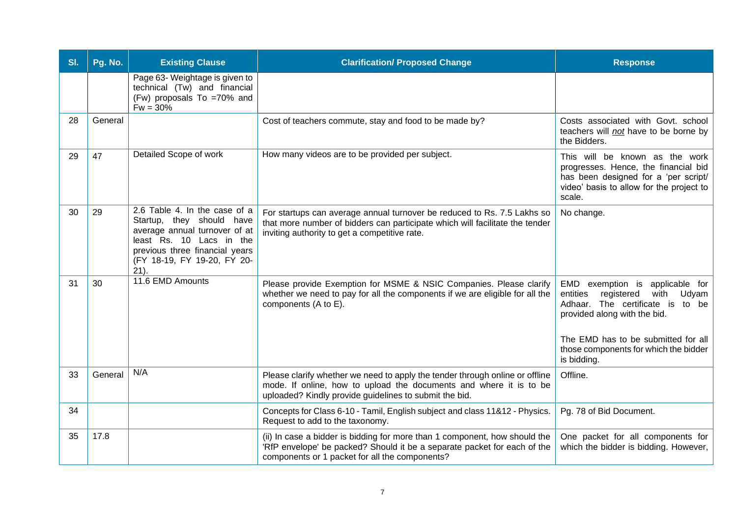| Sl. | Pg. No. | Existing Clause | Clarification/ Proposed Change | Response |
|---|---|---|---|---|
| | | Page 63- Weightage is given to technical (Tw) and financial (Fw) proposals To =70% and Fw = 30% | | |
| 28 | General | | Cost of teachers commute, stay and food to be made by? | Costs associated with Govt. school teachers will *not* have to be borne by the Bidders. |
| 29 | 47 | Detailed Scope of work | How many videos are to be provided per subject. | This will be known as the work progresses. Hence, the financial bid has been designed for a 'per script/ video' basis to allow for the project to scale. |
| 30 | 29 | 2.6 Table 4. In the case of a Startup, they should have average annual turnover of at least Rs. 10 Lacs in the previous three financial years (FY 18-19, FY 19-20, FY 20-21). | For startups can average annual turnover be reduced to Rs. 7.5 Lakhs so that more number of bidders can participate which will facilitate the tender inviting authority to get a competitive rate. | No change. |
| 31 | 30 | 11.6 EMD Amounts | Please provide Exemption for MSME & NSIC Companies. Please clarify whether we need to pay for all the components if we are eligible for all the components (A to E). | EMD exemption is applicable for entities registered with Udyam Adhaar. The certificate is to be provided along with the bid.<br><br>The EMD has to be submitted for all those components for which the bidder is bidding. |
| 33 | General | N/A | Please clarify whether we need to apply the tender through online or offline mode. If online, how to upload the documents and where it is to be uploaded? Kindly provide guidelines to submit the bid. | Offline. |
| 34 | | | Concepts for Class 6-10 - Tamil, English subject and class 11&12 - Physics. Request to add to the taxonomy. | Pg. 78 of Bid Document. |
| 35 | 17.8 | | (ii) In case a bidder is bidding for more than 1 component, how should the 'RfP envelope' be packed? Should it be a separate packet for each of the components or 1 packet for all the components? | One packet for all components for which the bidder is bidding. However, |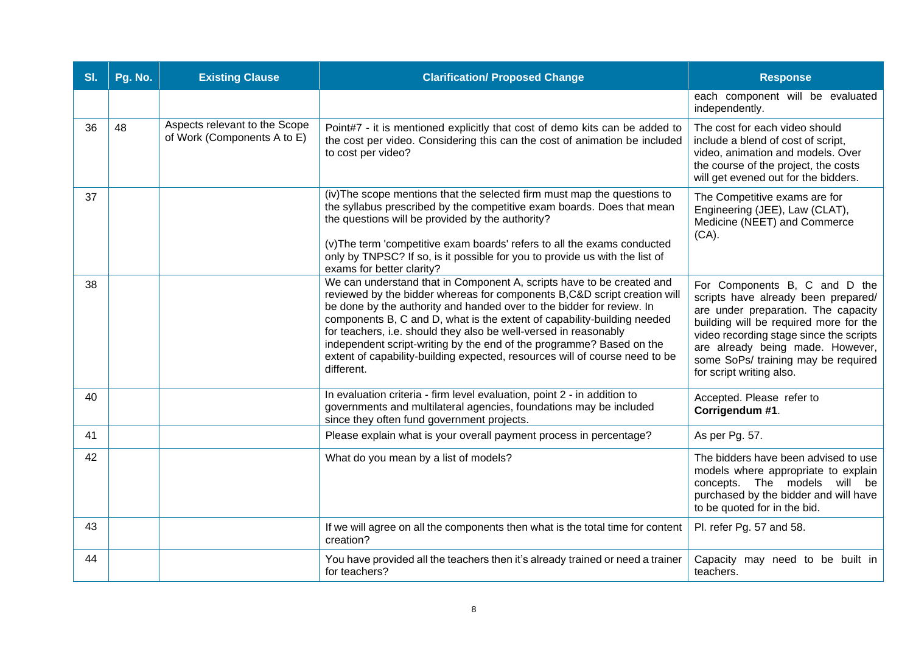| Sl. | Pg. No. | Existing Clause | Clarification/ Proposed Change | Response |
|---|---|---|---|---|
| | | | | each component will be evaluated independently. |
| 36 | 48 | Aspects relevant to the Scope of Work (Components A to E) | Point#7 - it is mentioned explicitly that cost of demo kits can be added to the cost per video. Considering this can the cost of animation be included to cost per video? | The cost for each video should include a blend of cost of script, video, animation and models. Over the course of the project, the costs will get evened out for the bidders. |
| 37 | | | (iv)The scope mentions that the selected firm must map the questions to the syllabus prescribed by the competitive exam boards. Does that mean the questions will be provided by the authority?<br><br>(v)The term 'competitive exam boards' refers to all the exams conducted only by TNPSC? If so, is it possible for you to provide us with the list of exams for better clarity? | The Competitive exams are for Engineering (JEE), Law (CLAT), Medicine (NEET) and Commerce (CA). |
| 38 | | | We can understand that in Component A, scripts have to be created and reviewed by the bidder whereas for components B,C&D script creation will be done by the authority and handed over to the bidder for review. In components B, C and D, what is the extent of capability-building needed for teachers, i.e. should they also be well-versed in reasonably independent script-writing by the end of the programme? Based on the extent of capability-building expected, resources will of course need to be different. | For Components B, C and D the scripts have already been prepared/ are under preparation. The capacity building will be required more for the video recording stage since the scripts are already being made. However, some SoPs/ training may be required for script writing also. |
| 40 | | | In evaluation criteria - firm level evaluation, point 2 - in addition to governments and multilateral agencies, foundations may be included since they often fund government projects. | Accepted. Please refer to **Corrigendum #1**. |
| 41 | | | Please explain what is your overall payment process in percentage? | As per Pg. 57. |
| 42 | | | What do you mean by a list of models? | The bidders have been advised to use models where appropriate to explain concepts. The models will be purchased by the bidder and will have to be quoted for in the bid. |
| 43 | | | If we will agree on all the components then what is the total time for content creation? | Pl. refer Pg. 57 and 58. |
| 44 | | | You have provided all the teachers then it's already trained or need a trainer for teachers? | Capacity may need to be built in teachers. |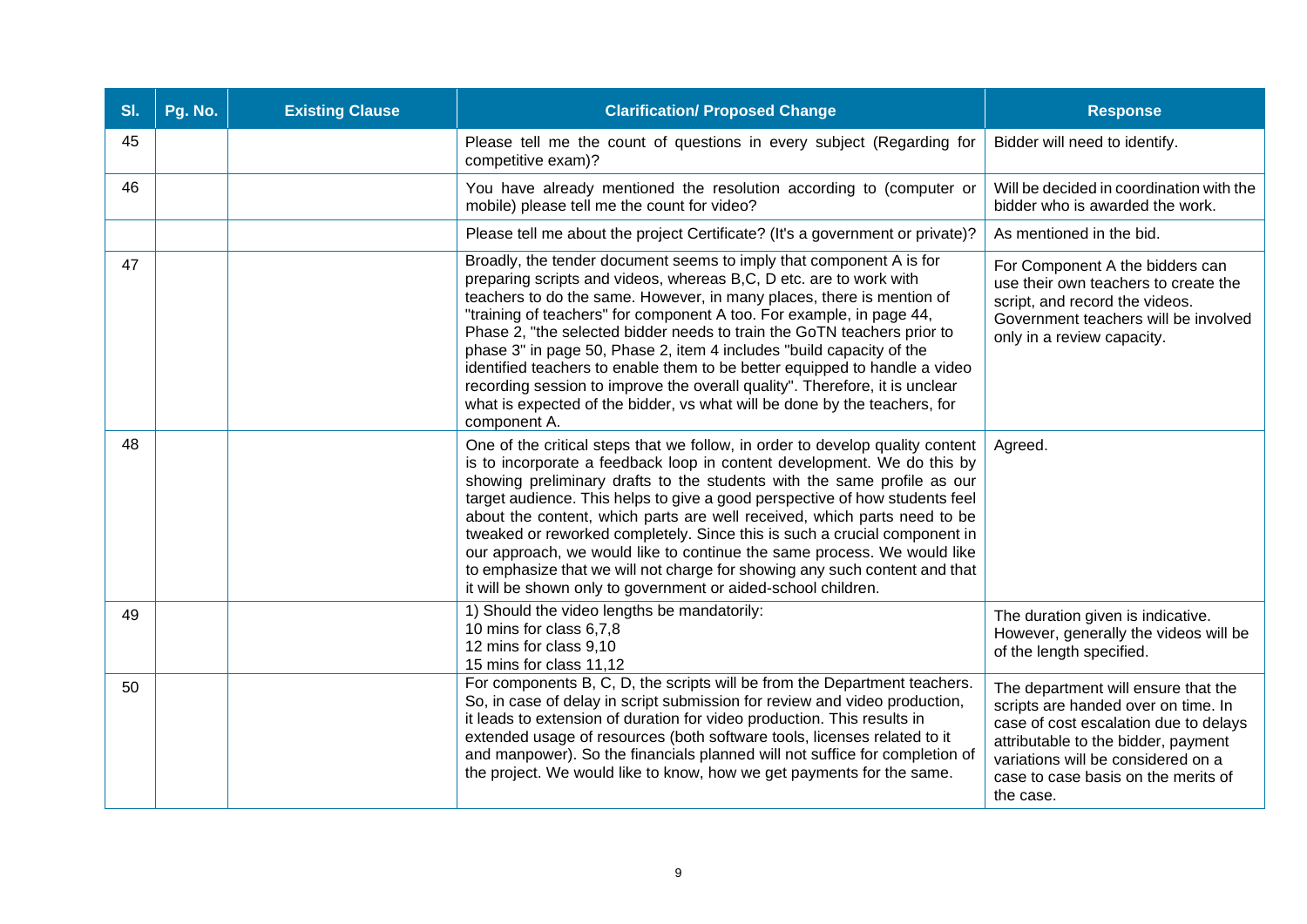| Sl. | Pg. No. | Existing Clause | Clarification/ Proposed Change | Response |
|---|---|---|---|---|
| 45 | | | Please tell me the count of questions in every subject (Regarding for competitive exam)? | Bidder will need to identify. |
| 46 | | | You have already mentioned the resolution according to (computer or mobile) please tell me the count for video? | Will be decided in coordination with the bidder who is awarded the work. |
| | | | Please tell me about the project Certificate? (It's a government or private)? | As mentioned in the bid. |
| 47 | | | Broadly, the tender document seems to imply that component A is for preparing scripts and videos, whereas B,C, D etc. are to work with teachers to do the same. However, in many places, there is mention of "training of teachers" for component A too. For example, in page 44, Phase 2, "the selected bidder needs to train the GoTN teachers prior to phase 3" in page 50, Phase 2, item 4 includes "build capacity of the identified teachers to enable them to be better equipped to handle a video recording session to improve the overall quality". Therefore, it is unclear what is expected of the bidder, vs what will be done by the teachers, for component A. | For Component A the bidders can use their own teachers to create the script, and record the videos. Government teachers will be involved only in a review capacity. |
| 48 | | | One of the critical steps that we follow, in order to develop quality content is to incorporate a feedback loop in content development. We do this by showing preliminary drafts to the students with the same profile as our target audience. This helps to give a good perspective of how students feel about the content, which parts are well received, which parts need to be tweaked or reworked completely. Since this is such a crucial component in our approach, we would like to continue the same process. We would like to emphasize that we will not charge for showing any such content and that it will be shown only to government or aided-school children. | Agreed. |
| 49 | | | 1) Should the video lengths be mandatorily:<br>10 mins for class 6,7,8<br>12 mins for class 9,10<br>15 mins for class 11,12 | The duration given is indicative. However, generally the videos will be of the length specified. |
| 50 | | | For components B, C, D, the scripts will be from the Department teachers. So, in case of delay in script submission for review and video production, it leads to extension of duration for video production. This results in extended usage of resources (both software tools, licenses related to it and manpower). So the financials planned will not suffice for completion of the project. We would like to know, how we get payments for the same. | The department will ensure that the scripts are handed over on time. In case of cost escalation due to delays attributable to the bidder, payment variations will be considered on a case to case basis on the merits of the case. |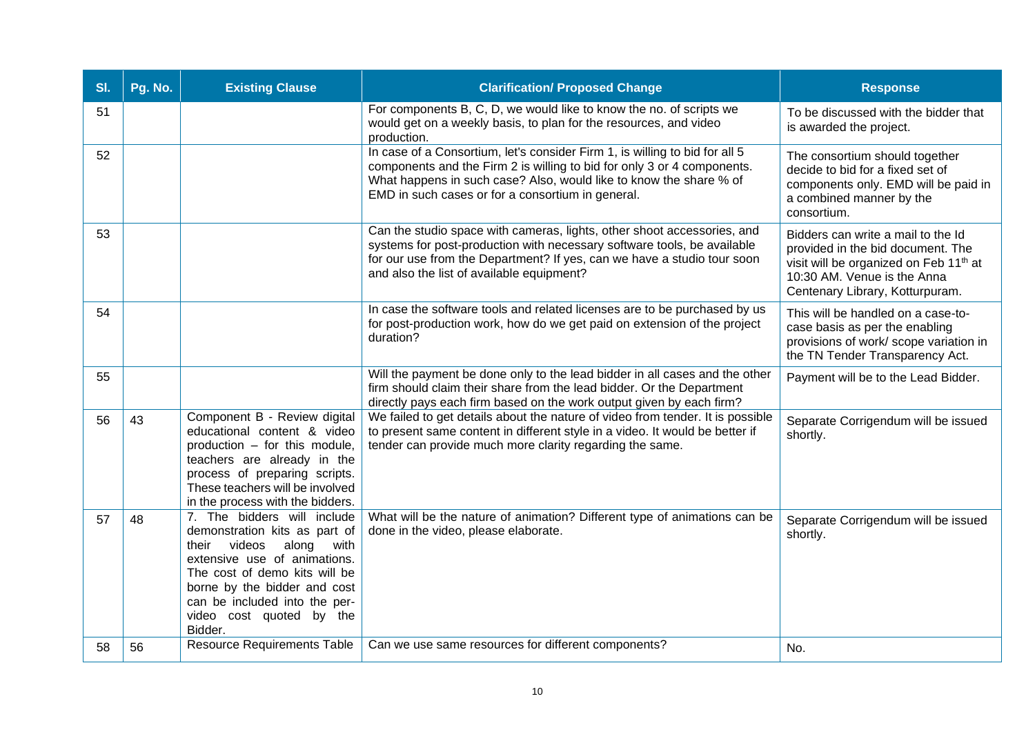| Sl. | Pg. No. | Existing Clause | Clarification/ Proposed Change | Response |
|---|---|---|---|---|
| 51 | | | For components B, C, D, we would like to know the no. of scripts we would get on a weekly basis, to plan for the resources, and video production. | To be discussed with the bidder that is awarded the project. |
| 52 | | | In case of a Consortium, let's consider Firm 1, is willing to bid for all 5 components and the Firm 2 is willing to bid for only 3 or 4 components. What happens in such case? Also, would like to know the share % of EMD in such cases or for a consortium in general. | The consortium should together decide to bid for a fixed set of components only. EMD will be paid in a combined manner by the consortium. |
| 53 | | | Can the studio space with cameras, lights, other shoot accessories, and systems for post-production with necessary software tools, be available for our use from the Department? If yes, can we have a studio tour soon and also the list of available equipment? | Bidders can write a mail to the Id provided in the bid document. The visit will be organized on Feb 11th at 10:30 AM. Venue is the Anna Centenary Library, Kotturpuram. |
| 54 | | | In case the software tools and related licenses are to be purchased by us for post-production work, how do we get paid on extension of the project duration? | This will be handled on a case-to-case basis as per the enabling provisions of work/ scope variation in the TN Tender Transparency Act. |
| 55 | | | Will the payment be done only to the lead bidder in all cases and the other firm should claim their share from the lead bidder. Or the Department directly pays each firm based on the work output given by each firm? | Payment will be to the Lead Bidder. |
| 56 | 43 | Component B - Review digital educational content & video production – for this module, teachers are already in the process of preparing scripts. These teachers will be involved in the process with the bidders. | We failed to get details about the nature of video from tender. It is possible to present same content in different style in a video. It would be better if tender can provide much more clarity regarding the same. | Separate Corrigendum will be issued shortly. |
| 57 | 48 | 7. The bidders will include demonstration kits as part of their videos along with extensive use of animations. The cost of demo kits will be borne by the bidder and cost can be included into the per-video cost quoted by the Bidder. | What will be the nature of animation? Different type of animations can be done in the video, please elaborate. | Separate Corrigendum will be issued shortly. |
| 58 | 56 | Resource Requirements Table | Can we use same resources for different components? | No. |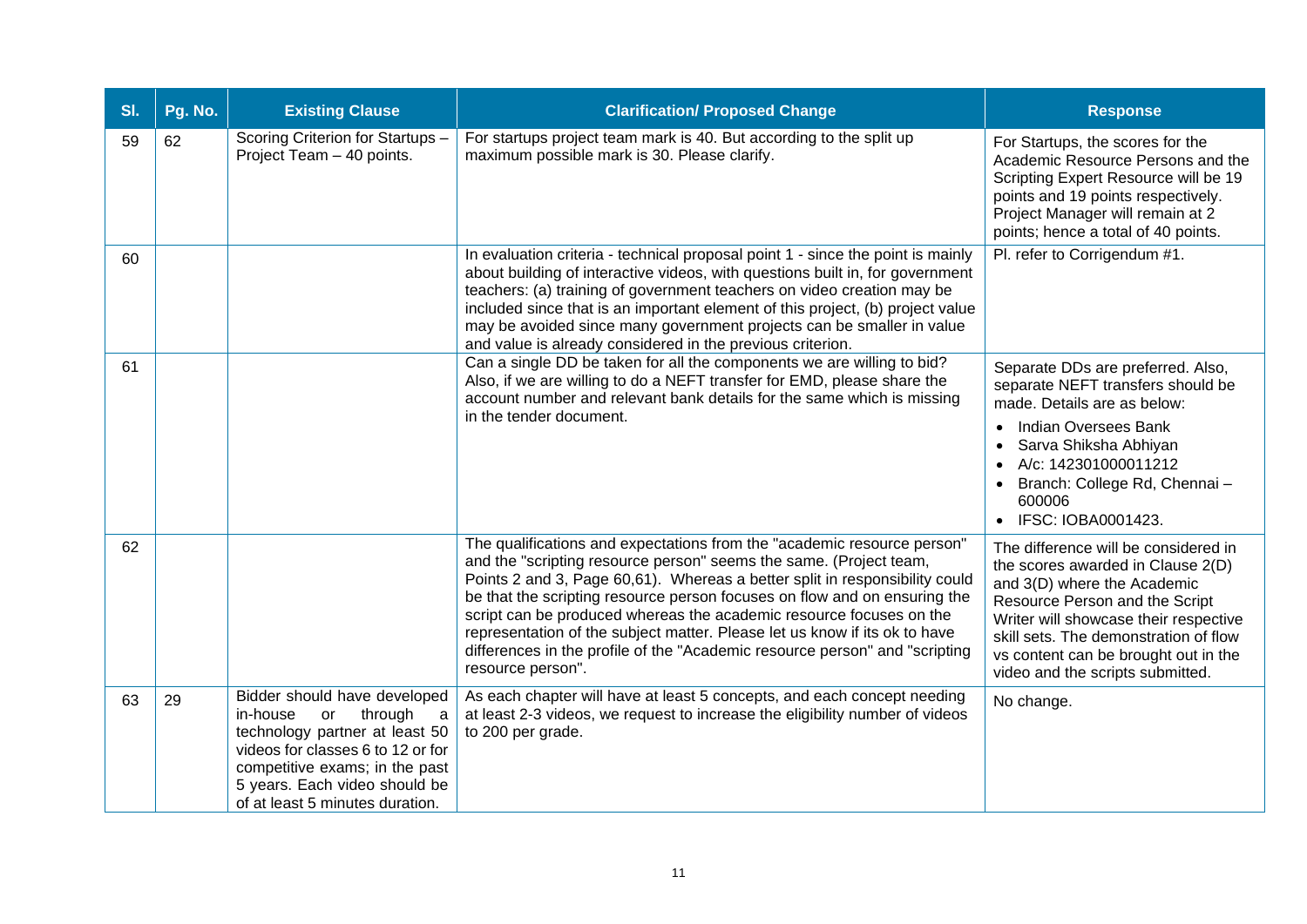| Sl. | Pg. No. | Existing Clause | Clarification/ Proposed Change | Response |
|---|---|---|---|---|
| 59 | 62 | Scoring Criterion for Startups – Project Team – 40 points. | For startups project team mark is 40. But according to the split up maximum possible mark is 30. Please clarify. | For Startups, the scores for the Academic Resource Persons and the Scripting Expert Resource will be 19 points and 19 points respectively. Project Manager will remain at 2 points; hence a total of 40 points. |
| 60 | | | In evaluation criteria - technical proposal point 1 - since the point is mainly about building of interactive videos, with questions built in, for government teachers: (a) training of government teachers on video creation may be included since that is an important element of this project, (b) project value may be avoided since many government projects can be smaller in value and value is already considered in the previous criterion. | Pl. refer to Corrigendum #1. |
| 61 | | | Can a single DD be taken for all the components we are willing to bid? Also, if we are willing to do a NEFT transfer for EMD, please share the account number and relevant bank details for the same which is missing in the tender document. | Separate DDs are preferred. Also, separate NEFT transfers should be made. Details are as below:<br>• Indian Oversees Bank<br>• Sarva Shiksha Abhiyan<br>• A/c: 142301000011212<br>• Branch: College Rd, Chennai – 600006<br>• IFSC: IOBA0001423. |
| 62 | | | The qualifications and expectations from the "academic resource person" and the "scripting resource person" seems the same. (Project team, Points 2 and 3, Page 60,61). Whereas a better split in responsibility could be that the scripting resource person focuses on flow and on ensuring the script can be produced whereas the academic resource focuses on the representation of the subject matter. Please let us know if its ok to have differences in the profile of the "Academic resource person" and "scripting resource person". | The difference will be considered in the scores awarded in Clause 2(D) and 3(D) where the Academic Resource Person and the Script Writer will showcase their respective skill sets. The demonstration of flow vs content can be brought out in the video and the scripts submitted. |
| 63 | 29 | Bidder should have developed in-house or through a technology partner at least 50 videos for classes 6 to 12 or for competitive exams; in the past 5 years. Each video should be of at least 5 minutes duration. | As each chapter will have at least 5 concepts, and each concept needing at least 2-3 videos, we request to increase the eligibility number of videos to 200 per grade. | No change. |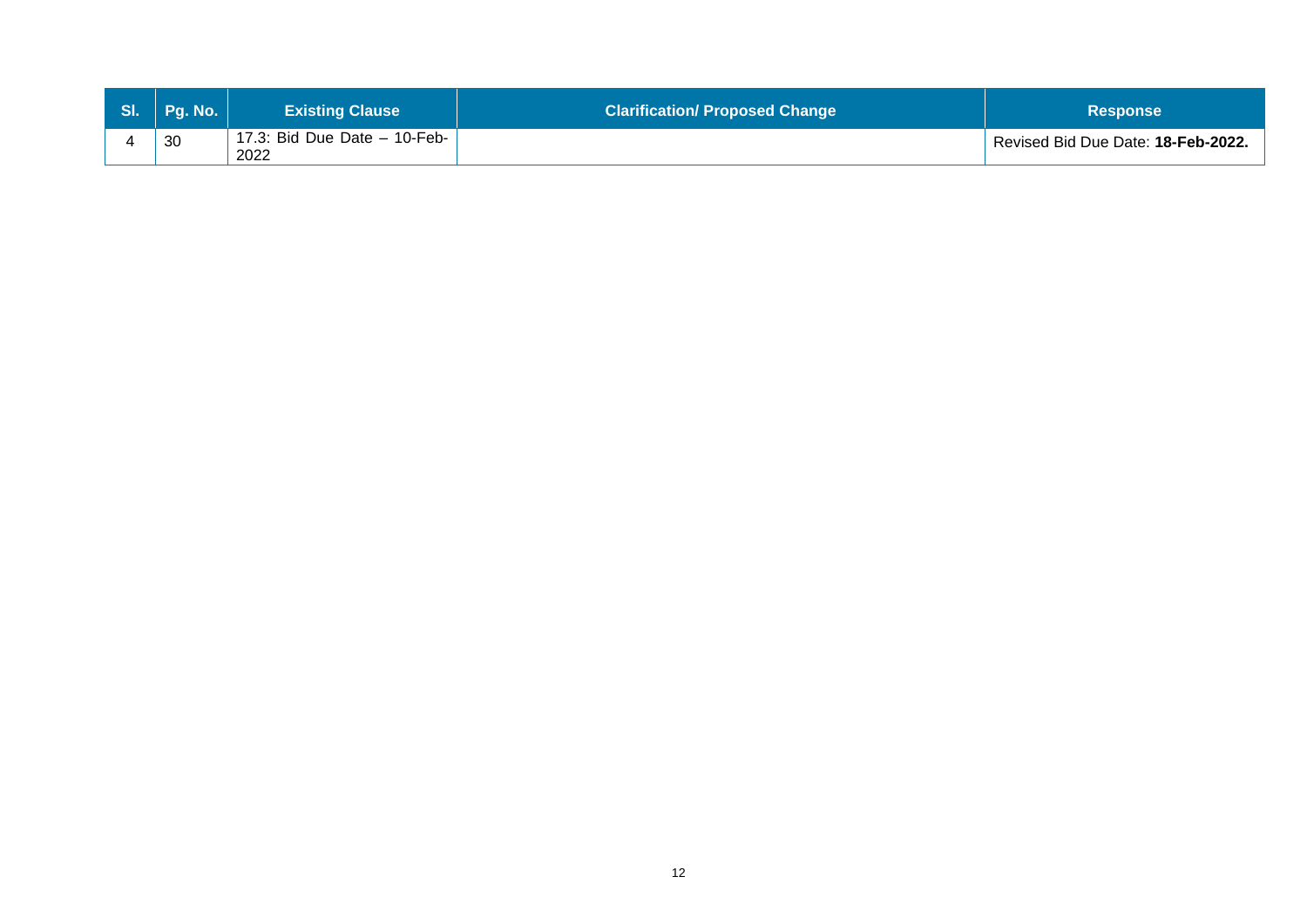| Sl. | Pg. No. | Existing Clause | Clarification/ Proposed Change | Response |
|---|---|---|---|---|
| 4 | 30 | 17.3: Bid Due Date – 10-Feb-2022 | | Revised Bid Due Date: **18-Feb-2022.** |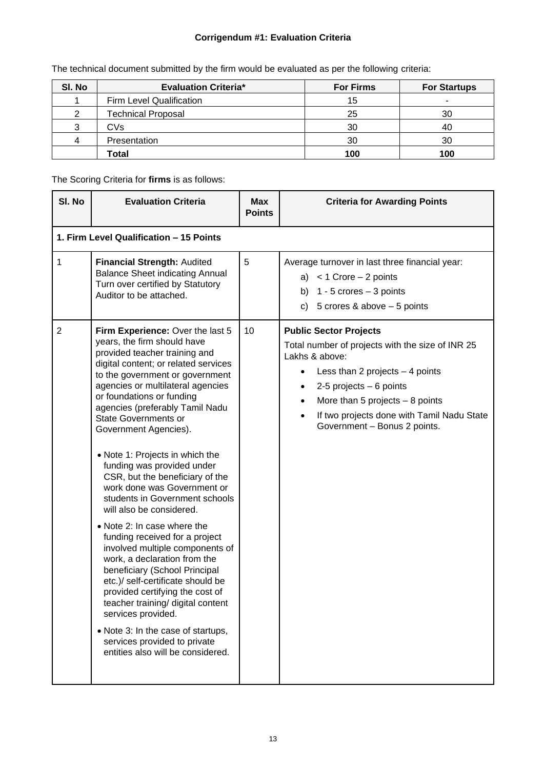**Corrigendum #1: Evaluation Criteria**

The technical document submitted by the firm would be evaluated as per the following criteria:

| Sl. No | Evaluation Criteria* | For Firms | For Startups |
|---|---|---|---|
| 1 | Firm Level Qualification | 15 | - |
| 2 | Technical Proposal | 25 | 30 |
| 3 | CVs | 30 | 40 |
| 4 | Presentation | 30 | 30 |
| | **Total** | **100** | **100** |

The Scoring Criteria for **firms** is as follows:

| Sl. No | Evaluation Criteria | Max Points | Criteria for Awarding Points |
|---|---|---|---|
| **1. Firm Level Qualification – 15 Points** | | | |
| 1 | **Financial Strength:** Audited Balance Sheet indicating Annual Turn over certified by Statutory Auditor to be attached. | 5 | Average turnover in last three financial year:<br>a) < 1 Crore – 2 points<br>b) 1 - 5 crores – 3 points<br>c) 5 crores & above – 5 points |
| 2 | **Firm Experience:** Over the last 5 years, the firm should have provided teacher training and digital content; or related services to the government or government agencies or multilateral agencies or foundations or funding agencies (preferably Tamil Nadu State Governments or Government Agencies).<br><br>• Note 1: Projects in which the funding was provided under CSR, but the beneficiary of the work done was Government or students in Government schools will also be considered.<br>• Note 2: In case where the funding received for a project involved multiple components of work, a declaration from the beneficiary (School Principal etc.)/ self-certificate should be provided certifying the cost of teacher training/ digital content services provided.<br>• Note 3: In the case of startups, services provided to private entities also will be considered. | 10 | **Public Sector Projects**<br>Total number of projects with the size of INR 25 Lakhs & above:<br>• Less than 2 projects – 4 points<br>• 2-5 projects – 6 points<br>• More than 5 projects – 8 points<br>• If two projects done with Tamil Nadu State Government – Bonus 2 points. |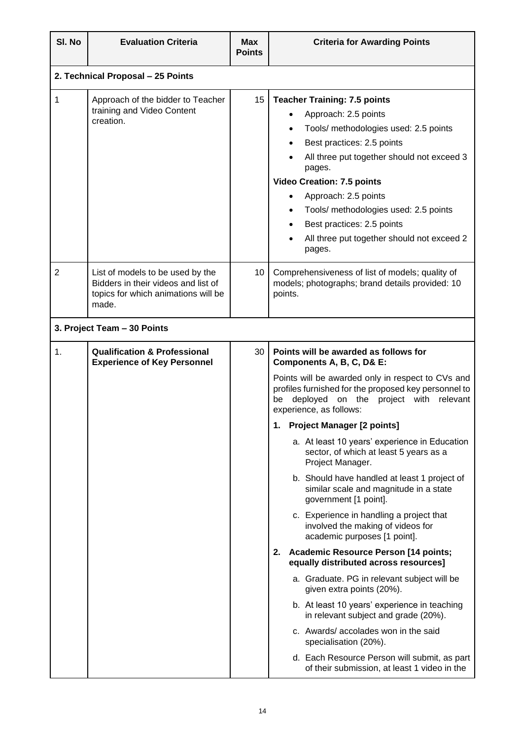| Sl. No | Evaluation Criteria | Max Points | Criteria for Awarding Points |
|---|---|---|---|
| **2. Technical Proposal – 25 Points** | | | |
| 1 | Approach of the bidder to Teacher training and Video Content creation. | 15 | **Teacher Training: 7.5 points**<br>• Approach: 2.5 points<br>• Tools/ methodologies used: 2.5 points<br>• Best practices: 2.5 points<br>• All three put together should not exceed 3 pages.<br>**Video Creation: 7.5 points**<br>• Approach: 2.5 points<br>• Tools/ methodologies used: 2.5 points<br>• Best practices: 2.5 points<br>• All three put together should not exceed 2 pages. |
| 2 | List of models to be used by the Bidders in their videos and list of topics for which animations will be made. | 10 | Comprehensiveness of list of models; quality of models; photographs; brand details provided: 10 points. |
| **3. Project Team – 30 Points** | | | |
| 1. | **Qualification & Professional Experience of Key Personnel** | 30 | **Points will be awarded as follows for Components A, B, C, D& E:**<br>Points will be awarded only in respect to CVs and profiles furnished for the proposed key personnel to be deployed on the project with relevant experience, as follows:<br>**1. Project Manager [2 points]**<br>a. At least 10 years' experience in Education sector, of which at least 5 years as a Project Manager.<br>b. Should have handled at least 1 project of similar scale and magnitude in a state government [1 point].<br>c. Experience in handling a project that involved the making of videos for academic purposes [1 point].<br>**2. Academic Resource Person [14 points; equally distributed across resources]**<br>a. Graduate. PG in relevant subject will be given extra points (20%).<br>b. At least 10 years' experience in teaching in relevant subject and grade (20%).<br>c. Awards/ accolades won in the said specialisation (20%).<br>d. Each Resource Person will submit, as part of their submission, at least 1 video in the |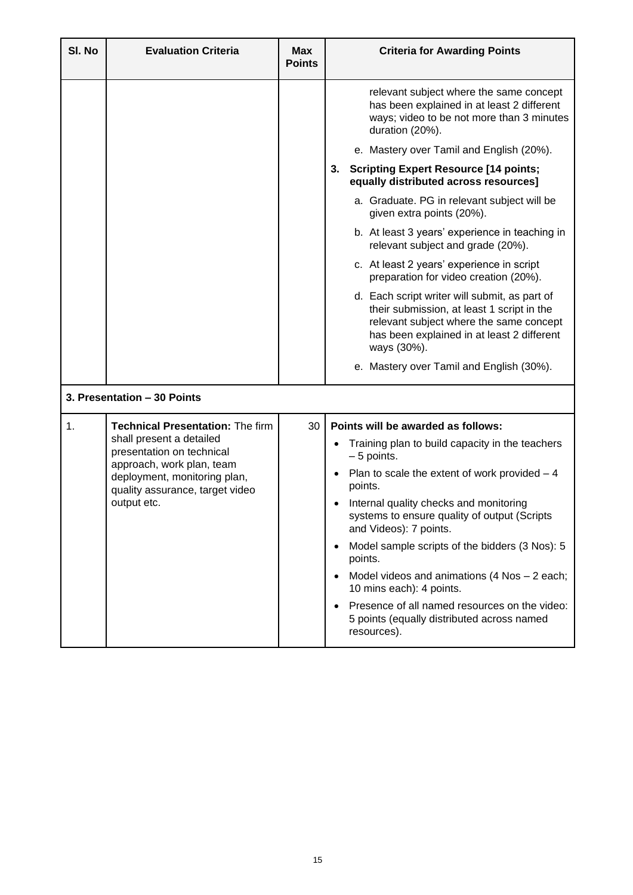| Sl. No | Evaluation Criteria | Max Points | Criteria for Awarding Points |
|---|---|---|---|
| | | | relevant subject where the same concept has been explained in at least 2 different ways; video to be not more than 3 minutes duration (20%).<br>e. Mastery over Tamil and English (20%).<br>**3. Scripting Expert Resource [14 points; equally distributed across resources]**<br>a. Graduate. PG in relevant subject will be given extra points (20%).<br>b. At least 3 years' experience in teaching in relevant subject and grade (20%).<br>c. At least 2 years' experience in script preparation for video creation (20%).<br>d. Each script writer will submit, as part of their submission, at least 1 script in the relevant subject where the same concept has been explained in at least 2 different ways (30%).<br>e. Mastery over Tamil and English (30%). |
| **3. Presentation – 30 Points** | | | |
| 1. | **Technical Presentation:** The firm shall present a detailed presentation on technical approach, work plan, team deployment, monitoring plan, quality assurance, target video output etc. | 30 | **Points will be awarded as follows:**<br>• Training plan to build capacity in the teachers – 5 points.<br>• Plan to scale the extent of work provided – 4 points.<br>• Internal quality checks and monitoring systems to ensure quality of output (Scripts and Videos): 7 points.<br>• Model sample scripts of the bidders (3 Nos): 5 points.<br>• Model videos and animations (4 Nos – 2 each; 10 mins each): 4 points.<br>• Presence of all named resources on the video: 5 points (equally distributed across named resources). |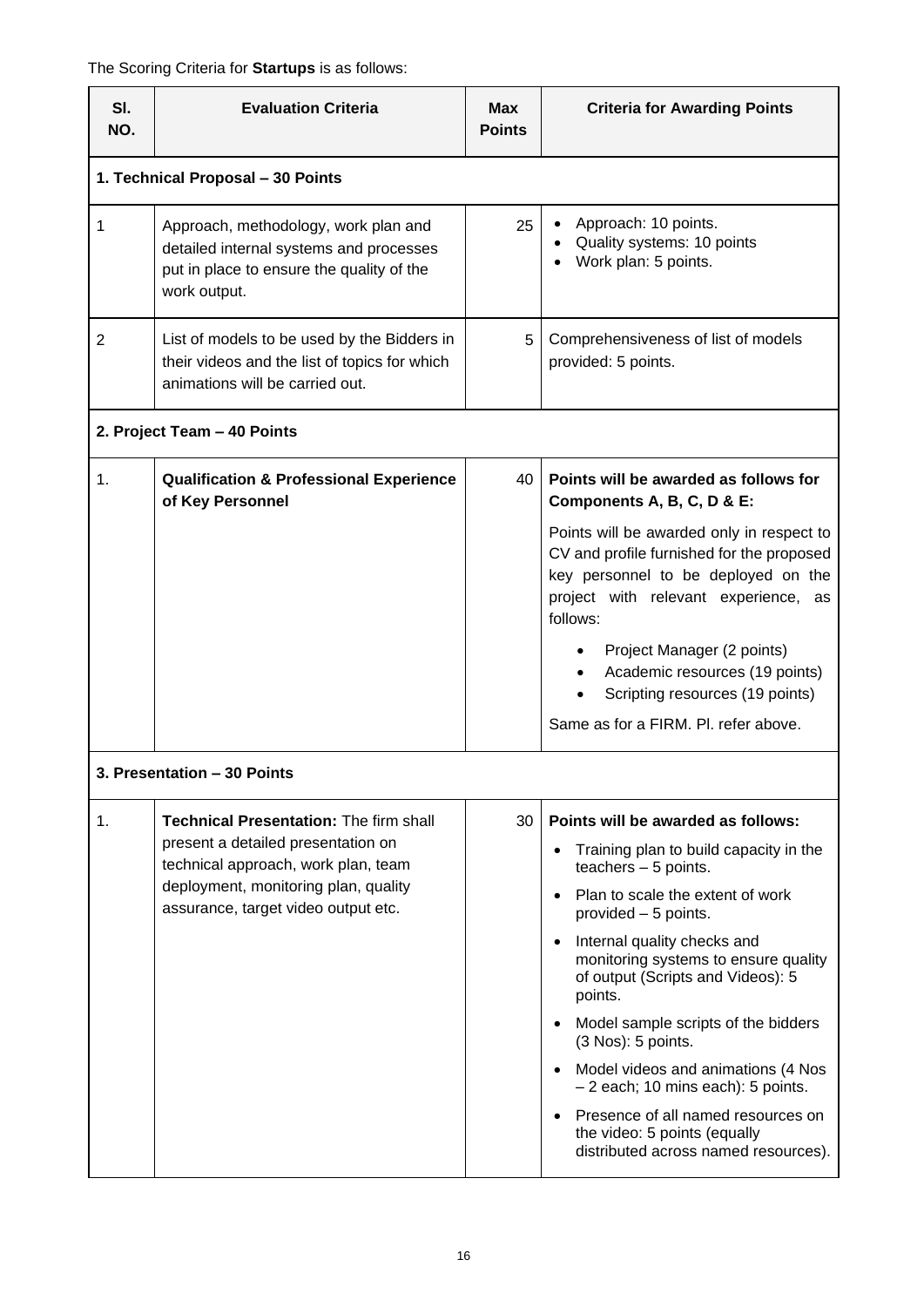The Scoring Criteria for **Startups** is as follows:

| Sl. NO. | Evaluation Criteria | Max Points | Criteria for Awarding Points |
|---|---|---|---|
| **1. Technical Proposal – 30 Points** | | | |
| 1 | Approach, methodology, work plan and detailed internal systems and processes put in place to ensure the quality of the work output. | 25 | • Approach: 10 points.<br>• Quality systems: 10 points<br>• Work plan: 5 points. |
| 2 | List of models to be used by the Bidders in their videos and the list of topics for which animations will be carried out. | 5 | Comprehensiveness of list of models provided: 5 points. |
| **2. Project Team – 40 Points** | | | |
| 1. | **Qualification & Professional Experience of Key Personnel** | 40 | **Points will be awarded as follows for Components A, B, C, D & E:**<br>Points will be awarded only in respect to CV and profile furnished for the proposed key personnel to be deployed on the project with relevant experience, as follows:<br>• Project Manager (2 points)<br>• Academic resources (19 points)<br>• Scripting resources (19 points)<br>Same as for a FIRM. Pl. refer above. |
| **3. Presentation – 30 Points** | | | |
| 1. | **Technical Presentation:** The firm shall present a detailed presentation on technical approach, work plan, team deployment, monitoring plan, quality assurance, target video output etc. | 30 | **Points will be awarded as follows:**<br>• Training plan to build capacity in the teachers – 5 points.<br>• Plan to scale the extent of work provided – 5 points.<br>• Internal quality checks and monitoring systems to ensure quality of output (Scripts and Videos): 5 points.<br>• Model sample scripts of the bidders (3 Nos): 5 points.<br>• Model videos and animations (4 Nos – 2 each; 10 mins each): 5 points.<br>• Presence of all named resources on the video: 5 points (equally distributed across named resources). |